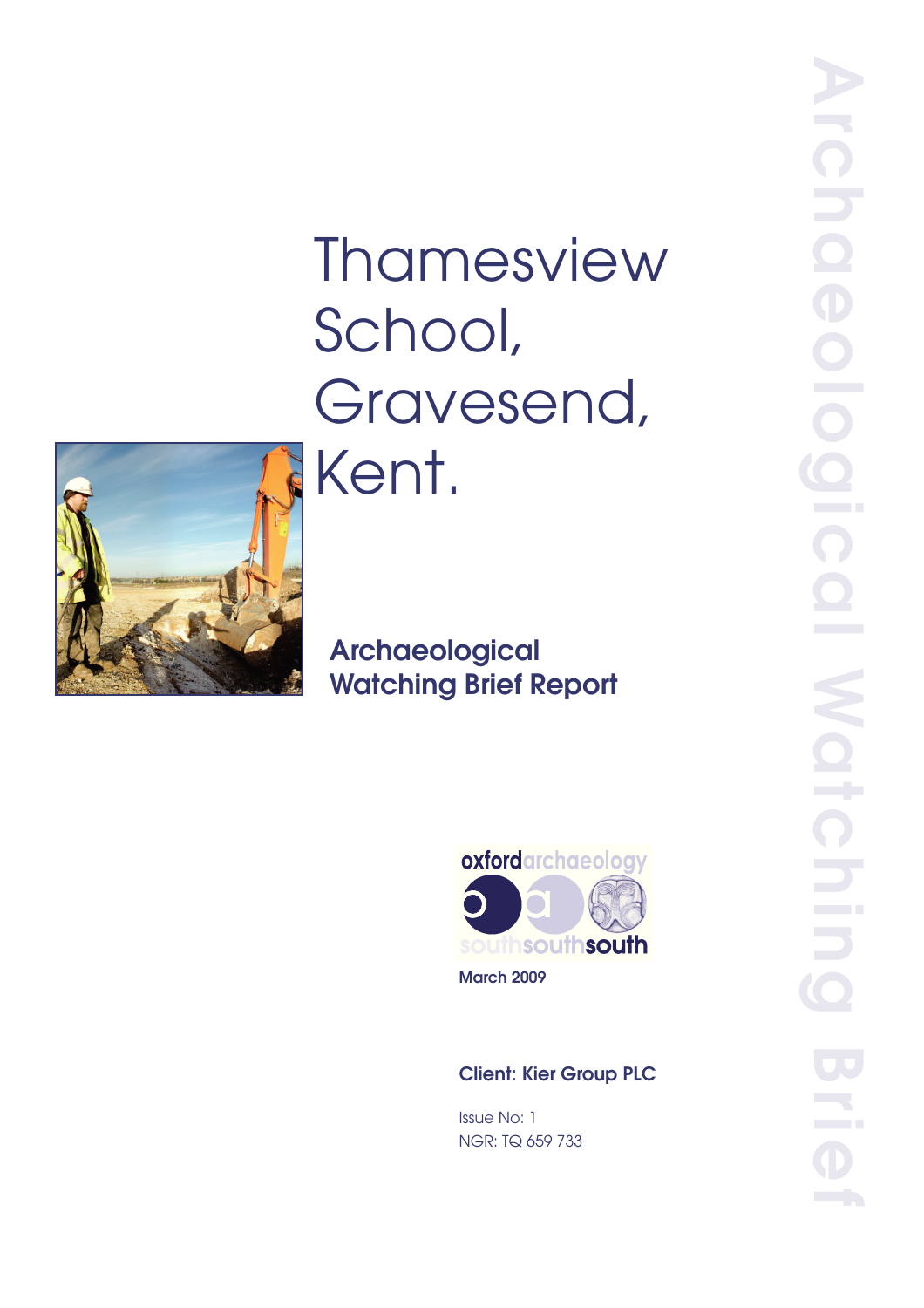# Thamesview School, Gravesend, Kent.

## Archaeological Watching Brief Report

oxfordarchaeology southsouthsouth

March 2009

**Client: Kier Group PLC**

Issue No: 1
NGR: TQ 659 733

Archaeological Watching Brief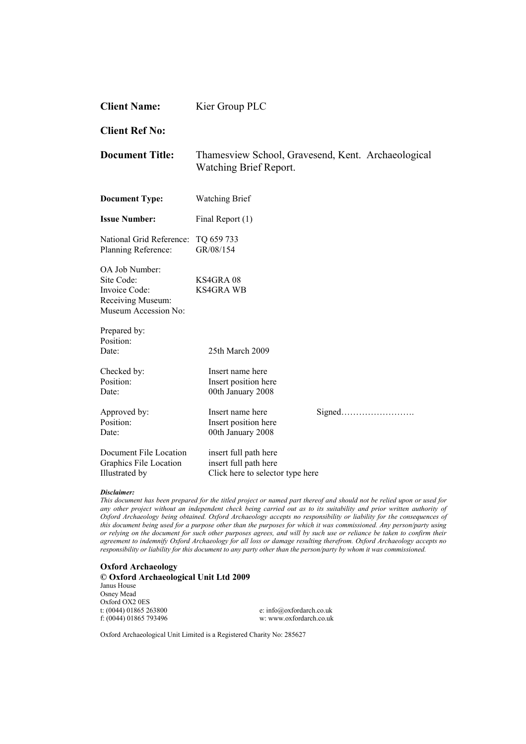| | |
|---|---|
| **Client Name:** | Kier Group PLC |
| **Client Ref No:** | |
| **Document Title:** | Thamesview School, Gravesend, Kent. Archaeological Watching Brief Report. |
| **Document Type:** | Watching Brief |
| **Issue Number:** | Final Report (1) |
| National Grid Reference: | TQ 659 733 |
| Planning Reference: | GR/08/154 |
| OA Job Number: | |
| Site Code: | KS4GRA 08 |
| Invoice Code: | KS4GRA WB |
| Receiving Museum: | |
| Museum Accession No: | |

| | | |
|---|---|---|
| Prepared by: | | |
| Position: | | |
| Date: | 25th March 2009 | |
| Checked by: | Insert name here | |
| Position: | Insert position here | |
| Date: | 00th January 2008 | |
| Approved by: | Insert name here | Signed……………………. |
| Position: | Insert position here | |
| Date: | 00th January 2008 | |
| Document File Location | insert full path here | |
| Graphics File Location | insert full path here | |
| Illustrated by | Click here to selector type here | |

***Disclaimer:***
*This document has been prepared for the titled project or named part thereof and should not be relied upon or used for any other project without an independent check being carried out as to its suitability and prior written authority of Oxford Archaeology being obtained. Oxford Archaeology accepts no responsibility or liability for the consequences of this document being used for a purpose other than the purposes for which it was commissioned. Any person/party using or relying on the document for such other purposes agrees, and will by such use or reliance be taken to confirm their agreement to indemnify Oxford Archaeology for all loss or damage resulting therefrom. Oxford Archaeology accepts no responsibility or liability for this document to any party other than the person/party by whom it was commissioned.*

**Oxford Archaeology**
**© Oxford Archaeological Unit Ltd 2009**
Janus House
Osney Mead
Oxford OX2 0ES
t: (0044) 01865 263800 e: info@oxfordarch.co.uk
f: (0044) 01865 793496 w: www.oxfordarch.co.uk

Oxford Archaeological Unit Limited is a Registered Charity No: 285627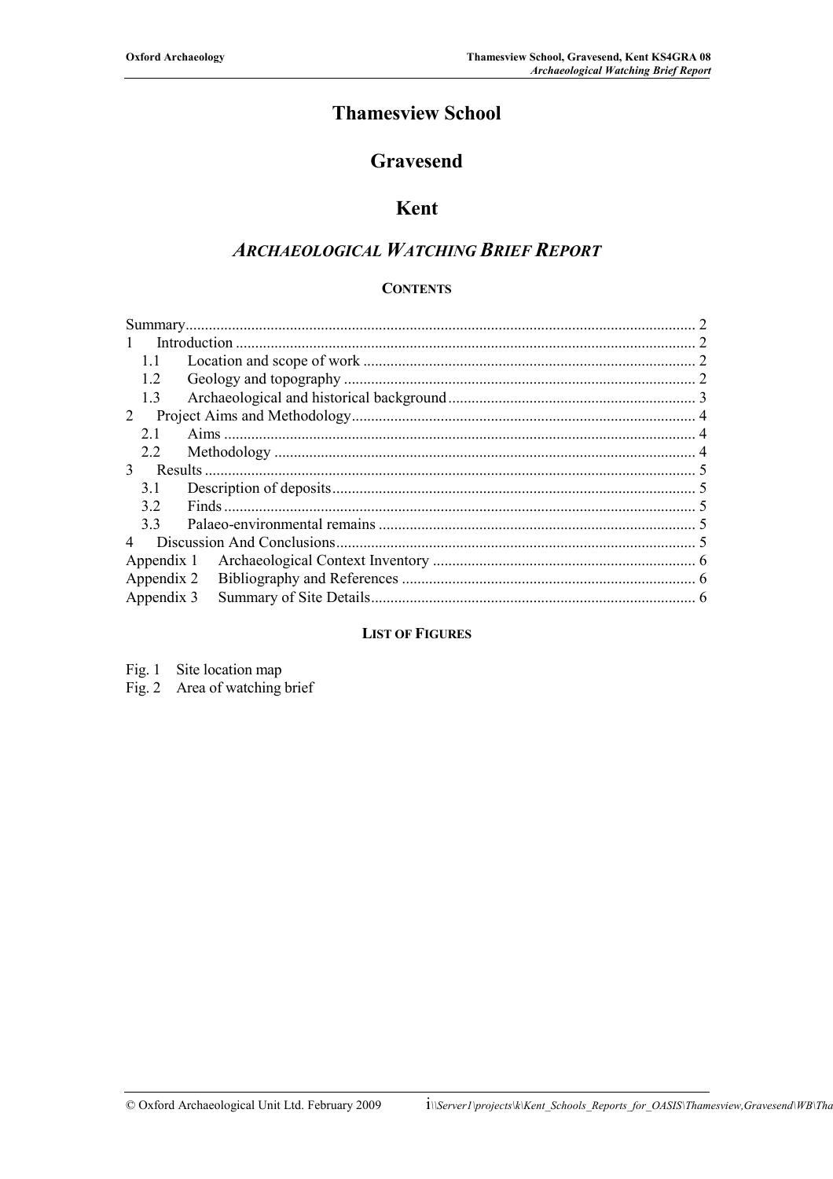# Thamesview School

# Gravesend

# Kent

## *ARCHAEOLOGICAL WATCHING BRIEF REPORT*

### CONTENTS

Summary .................................................................................................................. 2
1 Introduction ..................................................................................................... 2
  1.1 Location and scope of work ..................................................................... 2
  1.2 Geology and topography .......................................................................... 2
  1.3 Archaeological and historical background ............................................... 3
2 Project Aims and Methodology ........................................................................ 4
  2.1 Aims ......................................................................................................... 4
  2.2 Methodology ............................................................................................ 4
3 Results .............................................................................................................. 5
  3.1 Description of deposits ............................................................................. 5
  3.2 Finds ........................................................................................................ 5
  3.3 Palaeo-environmental remains ................................................................. 5
4 Discussion And Conclusions ............................................................................ 5
Appendix 1 Archaeological Context Inventory ................................................... 6
Appendix 2 Bibliography and References ........................................................... 6
Appendix 3 Summary of Site Details ................................................................... 6

### LIST OF FIGURES

Fig. 1 Site location map
Fig. 2 Area of watching brief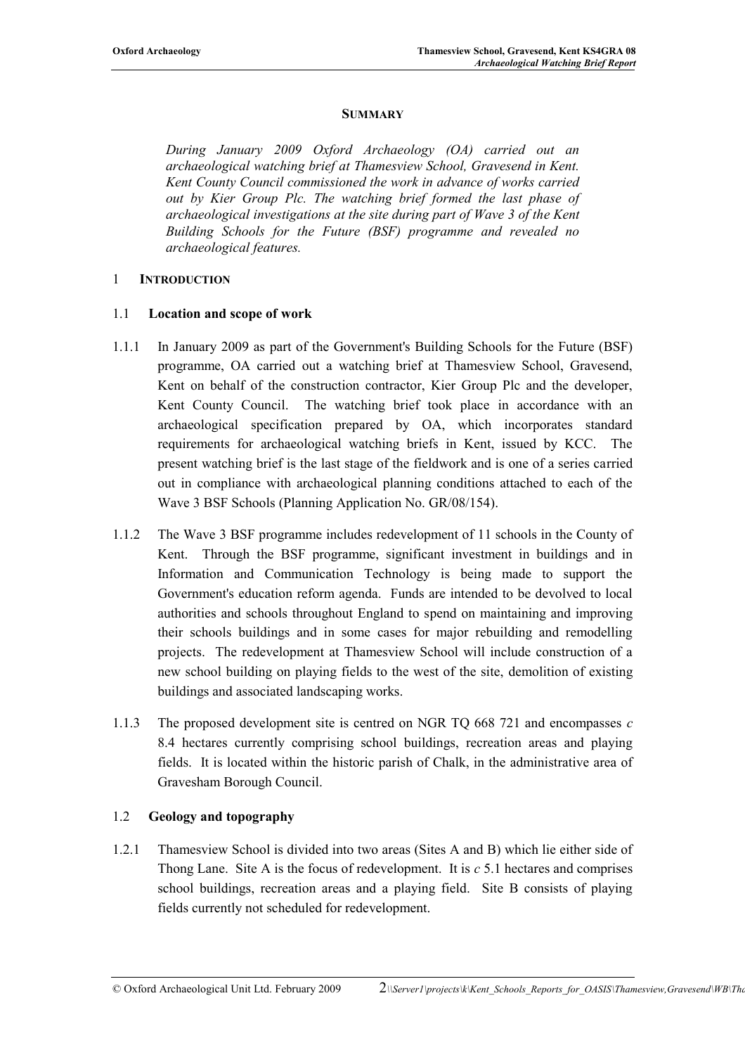## SUMMARY

*During January 2009 Oxford Archaeology (OA) carried out an archaeological watching brief at Thamesview School, Gravesend in Kent. Kent County Council commissioned the work in advance of works carried out by Kier Group Plc. The watching brief formed the last phase of archaeological investigations at the site during part of Wave 3 of the Kent Building Schools for the Future (BSF) programme and revealed no archaeological features.*

# 1 INTRODUCTION

## 1.1 Location and scope of work

1.1.1 In January 2009 as part of the Government's Building Schools for the Future (BSF) programme, OA carried out a watching brief at Thamesview School, Gravesend, Kent on behalf of the construction contractor, Kier Group Plc and the developer, Kent County Council. The watching brief took place in accordance with an archaeological specification prepared by OA, which incorporates standard requirements for archaeological watching briefs in Kent, issued by KCC. The present watching brief is the last stage of the fieldwork and is one of a series carried out in compliance with archaeological planning conditions attached to each of the Wave 3 BSF Schools (Planning Application No. GR/08/154).

1.1.2 The Wave 3 BSF programme includes redevelopment of 11 schools in the County of Kent. Through the BSF programme, significant investment in buildings and in Information and Communication Technology is being made to support the Government's education reform agenda. Funds are intended to be devolved to local authorities and schools throughout England to spend on maintaining and improving their schools buildings and in some cases for major rebuilding and remodelling projects. The redevelopment at Thamesview School will include construction of a new school building on playing fields to the west of the site, demolition of existing buildings and associated landscaping works.

1.1.3 The proposed development site is centred on NGR TQ 668 721 and encompasses *c* 8.4 hectares currently comprising school buildings, recreation areas and playing fields. It is located within the historic parish of Chalk, in the administrative area of Gravesham Borough Council.

## 1.2 Geology and topography

1.2.1 Thamesview School is divided into two areas (Sites A and B) which lie either side of Thong Lane. Site A is the focus of redevelopment. It is *c* 5.1 hectares and comprises school buildings, recreation areas and a playing field. Site B consists of playing fields currently not scheduled for redevelopment.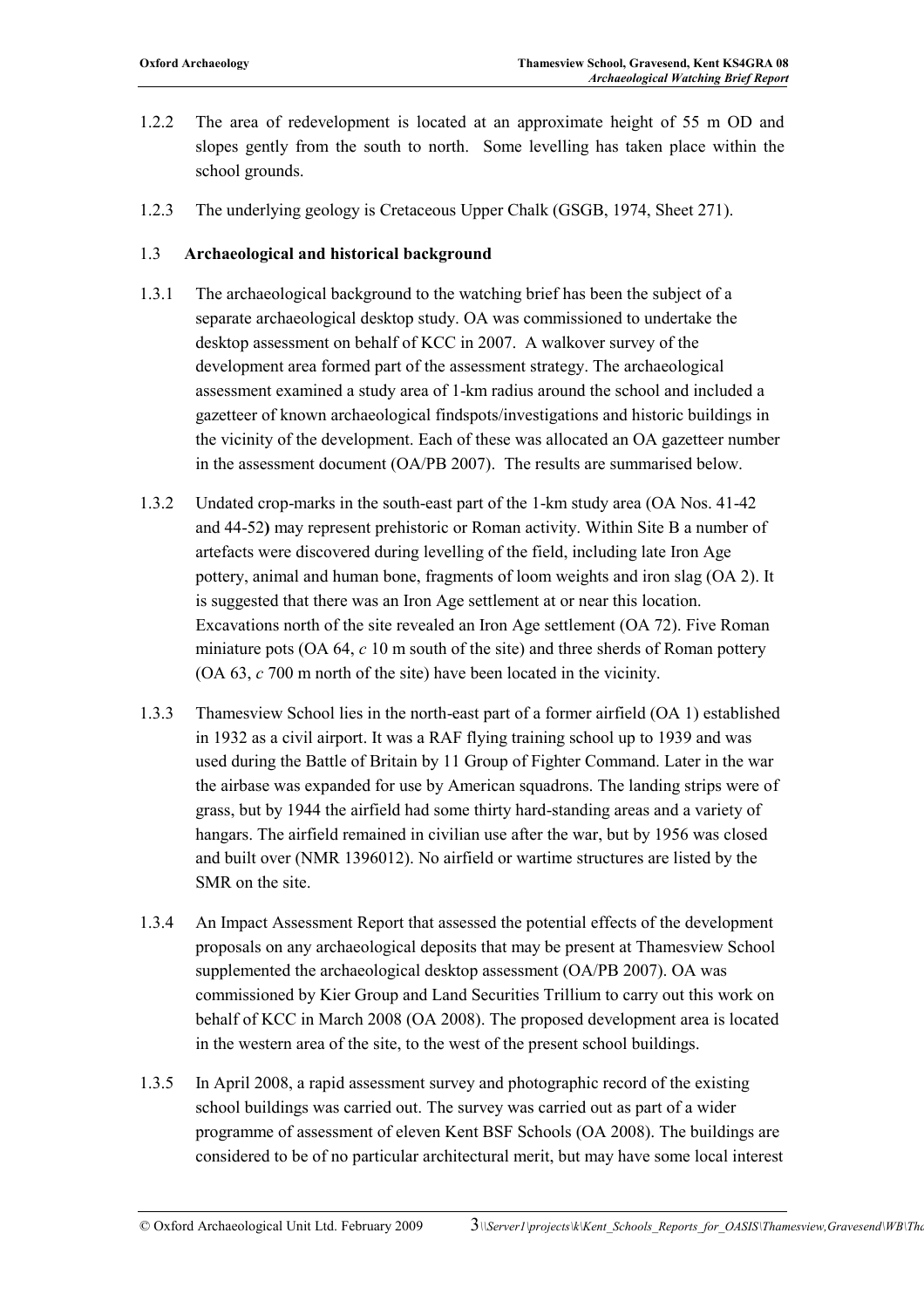1.2.2 The area of redevelopment is located at an approximate height of 55 m OD and slopes gently from the south to north. Some levelling has taken place within the school grounds.

1.2.3 The underlying geology is Cretaceous Upper Chalk (GSGB, 1974, Sheet 271).

### 1.3 Archaeological and historical background

1.3.1 The archaeological background to the watching brief has been the subject of a separate archaeological desktop study. OA was commissioned to undertake the desktop assessment on behalf of KCC in 2007. A walkover survey of the development area formed part of the assessment strategy. The archaeological assessment examined a study area of 1-km radius around the school and included a gazetteer of known archaeological findspots/investigations and historic buildings in the vicinity of the development. Each of these was allocated an OA gazetteer number in the assessment document (OA/PB 2007). The results are summarised below.

1.3.2 Undated crop-marks in the south-east part of the 1-km study area (OA Nos. 41-42 and 44-52**)** may represent prehistoric or Roman activity. Within Site B a number of artefacts were discovered during levelling of the field, including late Iron Age pottery, animal and human bone, fragments of loom weights and iron slag (OA 2). It is suggested that there was an Iron Age settlement at or near this location. Excavations north of the site revealed an Iron Age settlement (OA 72). Five Roman miniature pots (OA 64, *c* 10 m south of the site) and three sherds of Roman pottery (OA 63, *c* 700 m north of the site) have been located in the vicinity.

1.3.3 Thamesview School lies in the north-east part of a former airfield (OA 1) established in 1932 as a civil airport. It was a RAF flying training school up to 1939 and was used during the Battle of Britain by 11 Group of Fighter Command. Later in the war the airbase was expanded for use by American squadrons. The landing strips were of grass, but by 1944 the airfield had some thirty hard-standing areas and a variety of hangars. The airfield remained in civilian use after the war, but by 1956 was closed and built over (NMR 1396012). No airfield or wartime structures are listed by the SMR on the site.

1.3.4 An Impact Assessment Report that assessed the potential effects of the development proposals on any archaeological deposits that may be present at Thamesview School supplemented the archaeological desktop assessment (OA/PB 2007). OA was commissioned by Kier Group and Land Securities Trillium to carry out this work on behalf of KCC in March 2008 (OA 2008). The proposed development area is located in the western area of the site, to the west of the present school buildings.

1.3.5 In April 2008, a rapid assessment survey and photographic record of the existing school buildings was carried out. The survey was carried out as part of a wider programme of assessment of eleven Kent BSF Schools (OA 2008). The buildings are considered to be of no particular architectural merit, but may have some local interest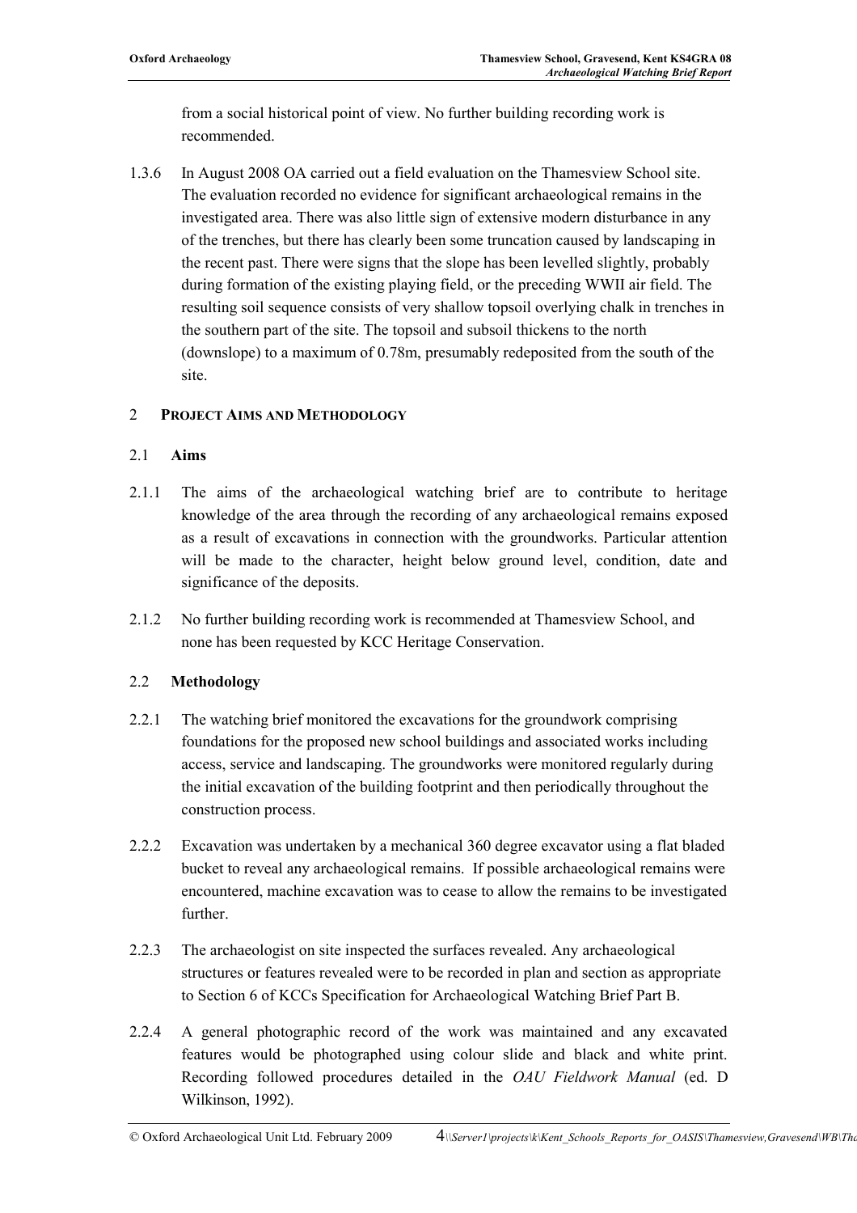from a social historical point of view. No further building recording work is recommended.

1.3.6 In August 2008 OA carried out a field evaluation on the Thamesview School site. The evaluation recorded no evidence for significant archaeological remains in the investigated area. There was also little sign of extensive modern disturbance in any of the trenches, but there has clearly been some truncation caused by landscaping in the recent past. There were signs that the slope has been levelled slightly, probably during formation of the existing playing field, or the preceding WWII air field. The resulting soil sequence consists of very shallow topsoil overlying chalk in trenches in the southern part of the site. The topsoil and subsoil thickens to the north (downslope) to a maximum of 0.78m, presumably redeposited from the south of the site.

## 2 PROJECT AIMS AND METHODOLOGY

### 2.1 Aims

2.1.1 The aims of the archaeological watching brief are to contribute to heritage knowledge of the area through the recording of any archaeological remains exposed as a result of excavations in connection with the groundworks. Particular attention will be made to the character, height below ground level, condition, date and significance of the deposits.

2.1.2 No further building recording work is recommended at Thamesview School, and none has been requested by KCC Heritage Conservation.

### 2.2 Methodology

2.2.1 The watching brief monitored the excavations for the groundwork comprising foundations for the proposed new school buildings and associated works including access, service and landscaping. The groundworks were monitored regularly during the initial excavation of the building footprint and then periodically throughout the construction process.

2.2.2 Excavation was undertaken by a mechanical 360 degree excavator using a flat bladed bucket to reveal any archaeological remains. If possible archaeological remains were encountered, machine excavation was to cease to allow the remains to be investigated further.

2.2.3 The archaeologist on site inspected the surfaces revealed. Any archaeological structures or features revealed were to be recorded in plan and section as appropriate to Section 6 of KCCs Specification for Archaeological Watching Brief Part B.

2.2.4 A general photographic record of the work was maintained and any excavated features would be photographed using colour slide and black and white print. Recording followed procedures detailed in the *OAU Fieldwork Manual* (ed. D Wilkinson, 1992).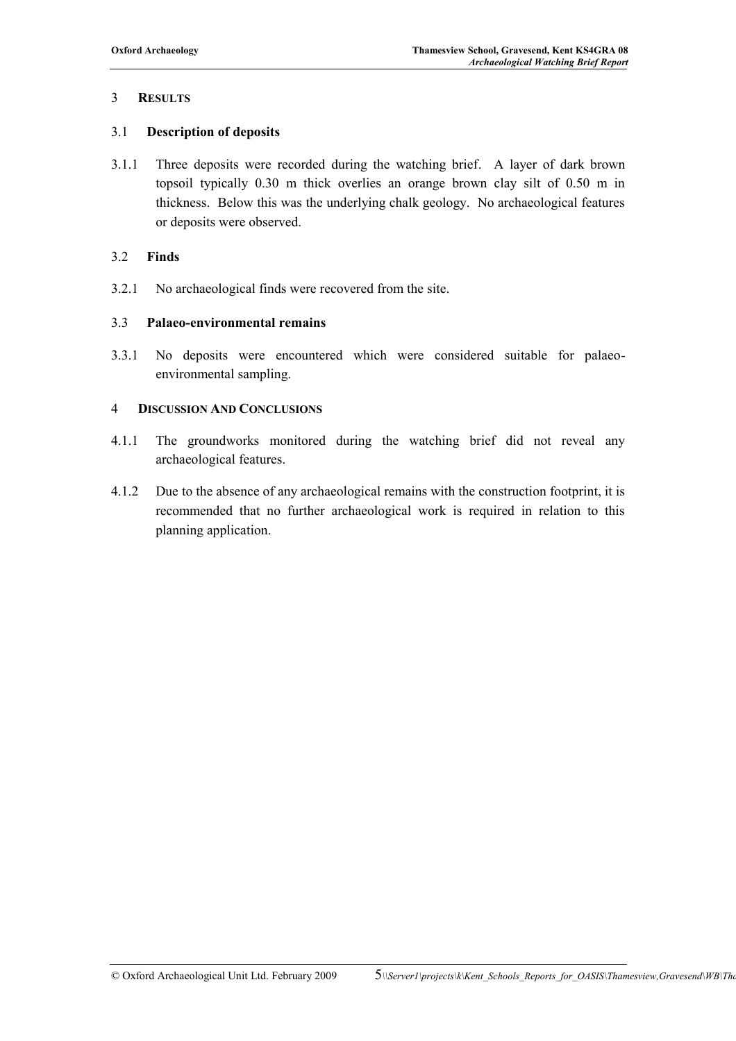## 3 RESULTS

### 3.1 Description of deposits

3.1.1 Three deposits were recorded during the watching brief. A layer of dark brown topsoil typically 0.30 m thick overlies an orange brown clay silt of 0.50 m in thickness. Below this was the underlying chalk geology. No archaeological features or deposits were observed.

### 3.2 Finds

3.2.1 No archaeological finds were recovered from the site.

### 3.3 Palaeo-environmental remains

3.3.1 No deposits were encountered which were considered suitable for palaeo-environmental sampling.

## 4 DISCUSSION AND CONCLUSIONS

4.1.1 The groundworks monitored during the watching brief did not reveal any archaeological features.

4.1.2 Due to the absence of any archaeological remains with the construction footprint, it is recommended that no further archaeological work is required in relation to this planning application.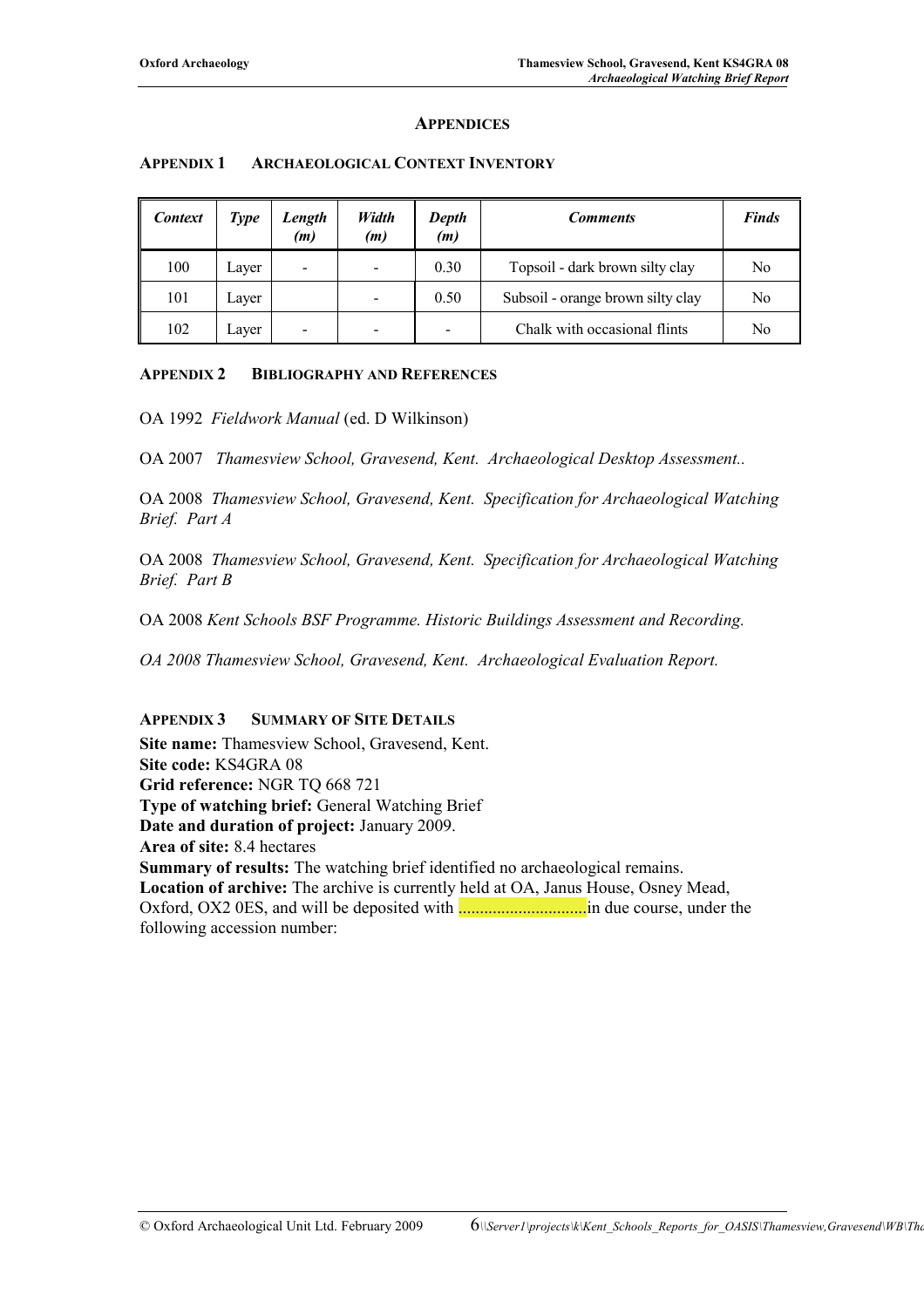## APPENDICES

### APPENDIX 1 ARCHAEOLOGICAL CONTEXT INVENTORY

| *Context* | *Type* | *Length (m)* | *Width (m)* | *Depth (m)* | *Comments* | *Finds* |
|---|---|---|---|---|---|---|
| 100 | Layer | - | - | 0.30 | Topsoil - dark brown silty clay | No |
| 101 | Layer | | - | 0.50 | Subsoil - orange brown silty clay | No |
| 102 | Layer | - | - | - | Chalk with occasional flints | No |

### APPENDIX 2 BIBLIOGRAPHY AND REFERENCES

OA 1992 *Fieldwork Manual* (ed. D Wilkinson)

OA 2007 *Thamesview School, Gravesend, Kent. Archaeological Desktop Assessment..*

OA 2008 *Thamesview School, Gravesend, Kent. Specification for Archaeological Watching Brief. Part A*

OA 2008 *Thamesview School, Gravesend, Kent. Specification for Archaeological Watching Brief. Part B*

OA 2008 *Kent Schools BSF Programme. Historic Buildings Assessment and Recording.*

*OA 2008 Thamesview School, Gravesend, Kent. Archaeological Evaluation Report.*

### APPENDIX 3 SUMMARY OF SITE DETAILS

**Site name:** Thamesview School, Gravesend, Kent.
**Site code:** KS4GRA 08
**Grid reference:** NGR TQ 668 721
**Type of watching brief:** General Watching Brief
**Date and duration of project:** January 2009.
**Area of site:** 8.4 hectares
**Summary of results:** The watching brief identified no archaeological remains.
**Location of archive:** The archive is currently held at OA, Janus House, Osney Mead, Oxford, OX2 0ES, and will be deposited with ..............................in due course, under the following accession number: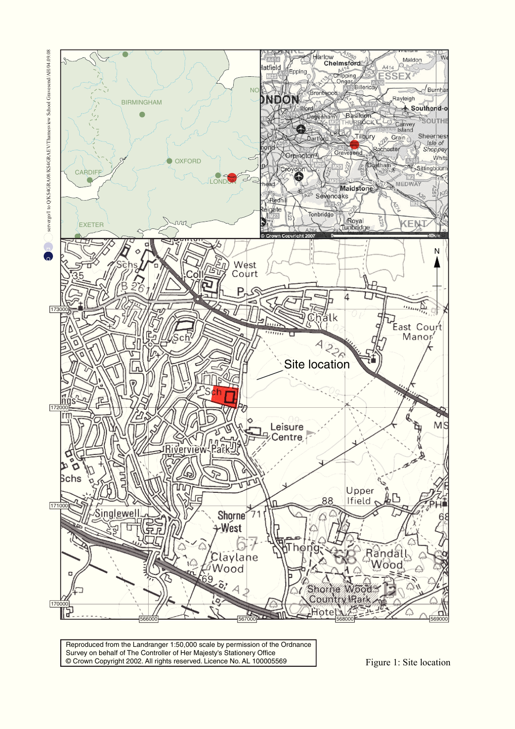Reproduced from the Landranger 1:50,000 scale by permission of the Ordnance Survey on behalf of The Controller of Her Majesty's Stationery Office © Crown Copyright 2002. All rights reserved. Licence No. AL 100005569

Figure 1: Site location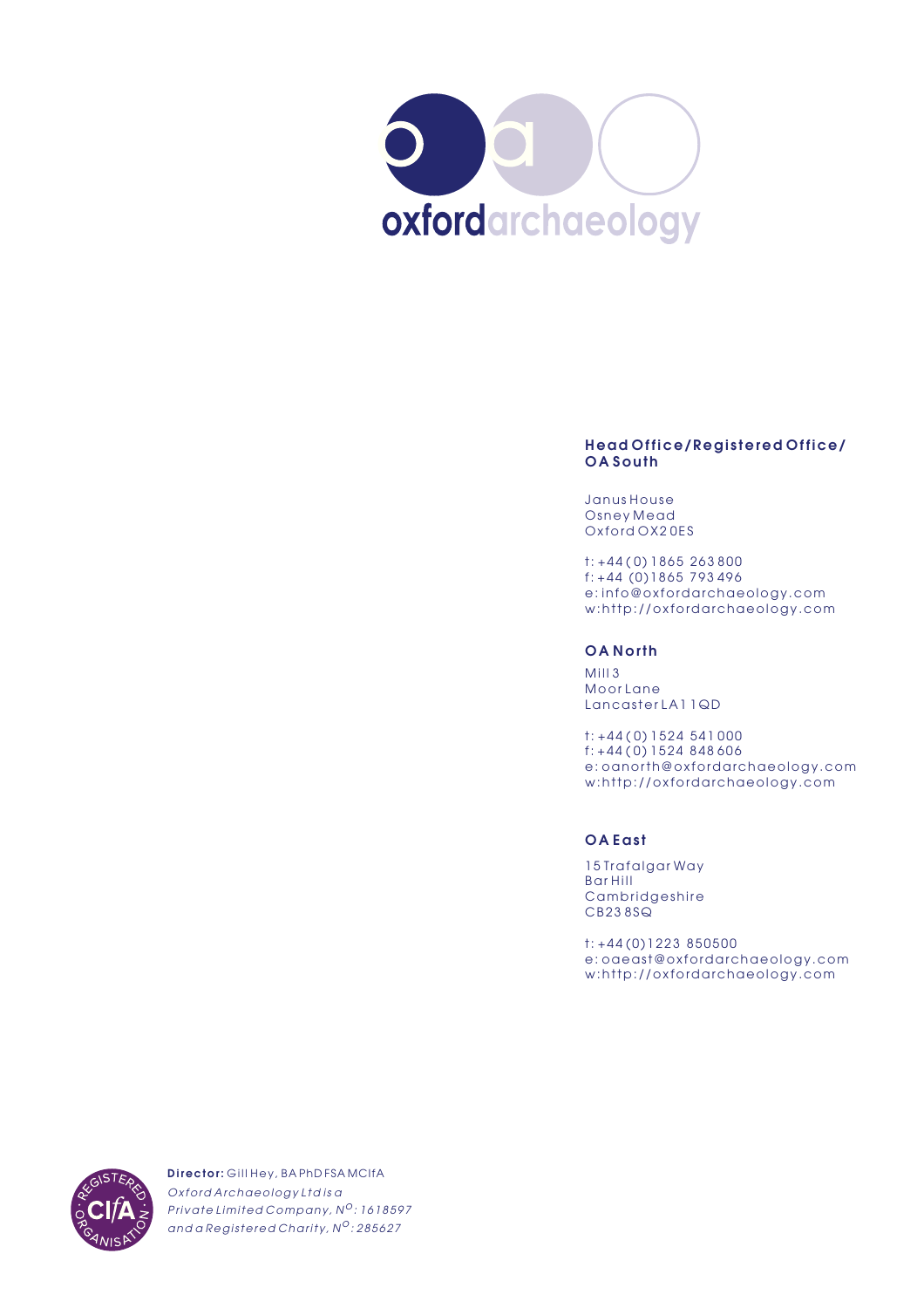oxfordarchaeology

**Head Office/Registered Office/ OA South**

Janus House
Osney Mead
Oxford OX2 0ES

t: +44 (0) 1865 263 800
f: +44 (0)1865 793 496
e: info@oxfordarchaeology.com
w: http://oxfordarchaeology.com

**OA North**

Mill 3
Moor Lane
Lancaster LA1 1QD

t: +44 (0) 1524 541 000
f: +44 (0) 1524 848 606
e: oanorth@oxfordarchaeology.com
w: http://oxfordarchaeology.com

**OA East**

15 Trafalgar Way
Bar Hill
Cambridgeshire
CB23 8SQ

t: +44 (0)1223 850500
e: oaeast@oxfordarchaeology.com
w: http://oxfordarchaeology.com

**Director:** Gill Hey, BA PhD FSA MCIfA
*Oxford Archaeology Ltd is a Private Limited Company, N$^{O}$: 1618597 and a Registered Charity, N$^{O}$: 285627*